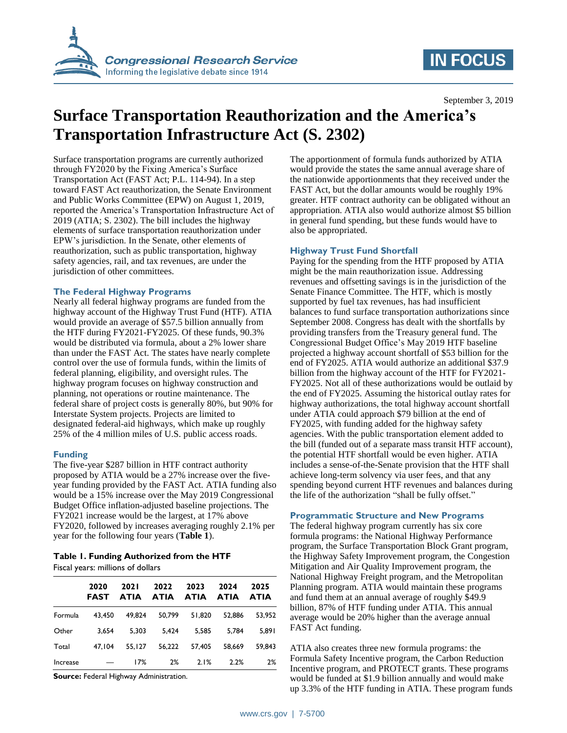# Surface Transportation Reauthorization and the America's Transportation Infrastructure Act (S. 2302)

September 3, 2019

Surface transportation programs are currently authorized through FY2020 by the Fixing America's Surface Transportation Act (FAST Act; P.L. 114-94). In a step toward FAST Act reauthorization, the Senate Environment and Public Works Committee (EPW) on August 1, 2019, reported the America's Transportation Infrastructure Act of 2019 (ATIA; S. 2302). The bill includes the highway elements of surface transportation reauthorization under EPW's jurisdiction. In the Senate, other elements of reauthorization, such as public transportation, highway safety agencies, rail, and tax revenues, are under the jurisdiction of other committees.

## The Federal Highway Programs

Nearly all federal highway programs are funded from the highway account of the Highway Trust Fund (HTF). ATIA would provide an average of $57.5 billion annually from the HTF during FY2021-FY2025. Of these funds, 90.3% would be distributed via formula, about a 2% lower share than under the FAST Act. The states have nearly complete control over the use of formula funds, within the limits of federal planning, eligibility, and oversight rules. The highway program focuses on highway construction and planning, not operations or routine maintenance. The federal share of project costs is generally 80%, but 90% for Interstate System projects. Projects are limited to designated federal-aid highways, which make up roughly 25% of the 4 million miles of U.S. public access roads.

## Funding

The five-year $287 billion in HTF contract authority proposed by ATIA would be a 27% increase over the five-year funding provided by the FAST Act. ATIA funding also would be a 15% increase over the May 2019 Congressional Budget Office inflation-adjusted baseline projections. The FY2021 increase would be the largest, at 17% above FY2020, followed by increases averaging roughly 2.1% per year for the following four years (**Table 1**).

**Table 1. Funding Authorized from the HTF**

Fiscal years: millions of dollars

| | 2020 FAST | 2021 ATIA | 2022 ATIA | 2023 ATIA | 2024 ATIA | 2025 ATIA |
|---|---|---|---|---|---|---|
| Formula | 43,450 | 49,824 | 50,799 | 51,820 | 52,886 | 53,952 |
| Other | 3,654 | 5,303 | 5,424 | 5,585 | 5,784 | 5,891 |
| Total | 47,104 | 55,127 | 56,222 | 57,405 | 58,669 | 59,843 |
| Increase | — | 17% | 2% | 2.1% | 2.2% | 2% |

**Source:** Federal Highway Administration.

The apportionment of formula funds authorized by ATIA would provide the states the same annual average share of the nationwide apportionments that they received under the FAST Act, but the dollar amounts would be roughly 19% greater. HTF contract authority can be obligated without an appropriation. ATIA also would authorize almost $5 billion in general fund spending, but these funds would have to also be appropriated.

## Highway Trust Fund Shortfall

Paying for the spending from the HTF proposed by ATIA might be the main reauthorization issue. Addressing revenues and offsetting savings is in the jurisdiction of the Senate Finance Committee. The HTF, which is mostly supported by fuel tax revenues, has had insufficient balances to fund surface transportation authorizations since September 2008. Congress has dealt with the shortfalls by providing transfers from the Treasury general fund. The Congressional Budget Office's May 2019 HTF baseline projected a highway account shortfall of $53 billion for the end of FY2025. ATIA would authorize an additional $37.9 billion from the highway account of the HTF for FY2021-FY2025. Not all of these authorizations would be outlaid by the end of FY2025. Assuming the historical outlay rates for highway authorizations, the total highway account shortfall under ATIA could approach $79 billion at the end of FY2025, with funding added for the highway safety agencies. With the public transportation element added to the bill (funded out of a separate mass transit HTF account), the potential HTF shortfall would be even higher. ATIA includes a sense-of-the-Senate provision that the HTF shall achieve long-term solvency via user fees, and that any spending beyond current HTF revenues and balances during the life of the authorization "shall be fully offset."

## Programmatic Structure and New Programs

The federal highway program currently has six core formula programs: the National Highway Performance program, the Surface Transportation Block Grant program, the Highway Safety Improvement program, the Congestion Mitigation and Air Quality Improvement program, the National Highway Freight program, and the Metropolitan Planning program. ATIA would maintain these programs and fund them at an annual average of roughly $49.9 billion, 87% of HTF funding under ATIA. This annual average would be 20% higher than the average annual FAST Act funding.

ATIA also creates three new formula programs: the Formula Safety Incentive program, the Carbon Reduction Incentive program, and PROTECT grants. These programs would be funded at $1.9 billion annually and would make up 3.3% of the HTF funding in ATIA. These program funds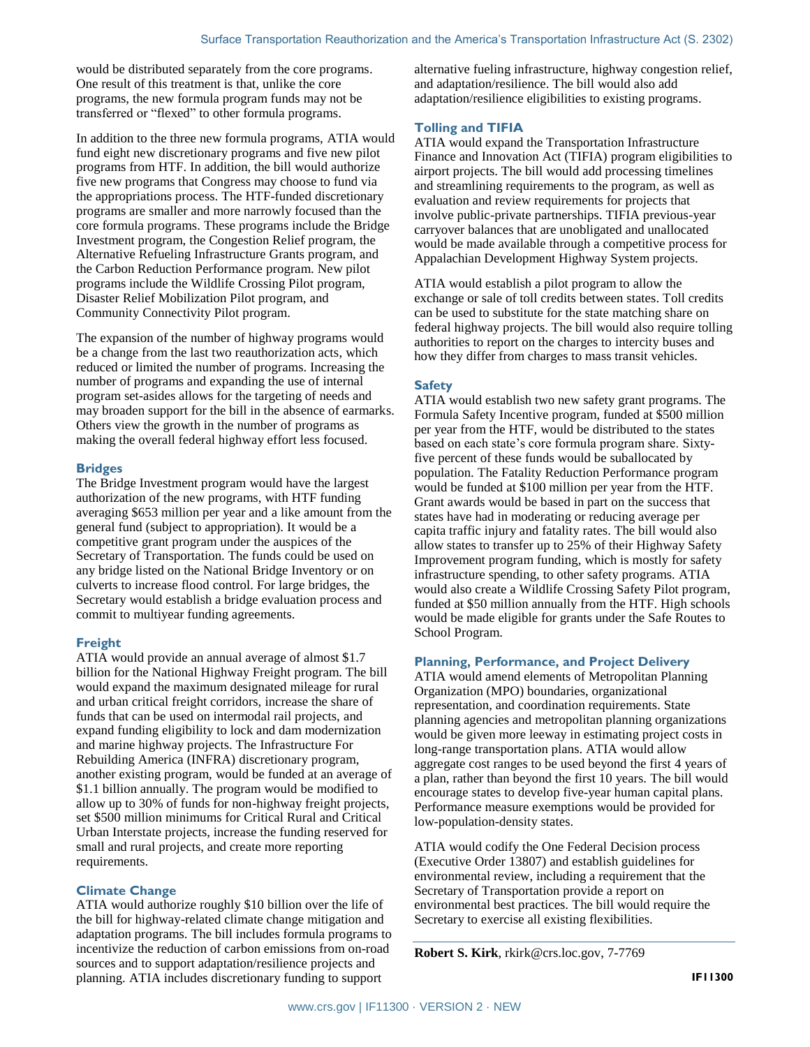would be distributed separately from the core programs. One result of this treatment is that, unlike the core programs, the new formula program funds may not be transferred or "flexed" to other formula programs.

In addition to the three new formula programs, ATIA would fund eight new discretionary programs and five new pilot programs from HTF. In addition, the bill would authorize five new programs that Congress may choose to fund via the appropriations process. The HTF-funded discretionary programs are smaller and more narrowly focused than the core formula programs. These programs include the Bridge Investment program, the Congestion Relief program, the Alternative Refueling Infrastructure Grants program, and the Carbon Reduction Performance program. New pilot programs include the Wildlife Crossing Pilot program, Disaster Relief Mobilization Pilot program, and Community Connectivity Pilot program.

The expansion of the number of highway programs would be a change from the last two reauthorization acts, which reduced or limited the number of programs. Increasing the number of programs and expanding the use of internal program set-asides allows for the targeting of needs and may broaden support for the bill in the absence of earmarks. Others view the growth in the number of programs as making the overall federal highway effort less focused.

### Bridges

The Bridge Investment program would have the largest authorization of the new programs, with HTF funding averaging $653 million per year and a like amount from the general fund (subject to appropriation). It would be a competitive grant program under the auspices of the Secretary of Transportation. The funds could be used on any bridge listed on the National Bridge Inventory or on culverts to increase flood control. For large bridges, the Secretary would establish a bridge evaluation process and commit to multiyear funding agreements.

### Freight

ATIA would provide an annual average of almost $1.7 billion for the National Highway Freight program. The bill would expand the maximum designated mileage for rural and urban critical freight corridors, increase the share of funds that can be used on intermodal rail projects, and expand funding eligibility to lock and dam modernization and marine highway projects. The Infrastructure For Rebuilding America (INFRA) discretionary program, another existing program, would be funded at an average of $1.1 billion annually. The program would be modified to allow up to 30% of funds for non-highway freight projects, set $500 million minimums for Critical Rural and Critical Urban Interstate projects, increase the funding reserved for small and rural projects, and create more reporting requirements.

### Climate Change

ATIA would authorize roughly $10 billion over the life of the bill for highway-related climate change mitigation and adaptation programs. The bill includes formula programs to incentivize the reduction of carbon emissions from on-road sources and to support adaptation/resilience projects and planning. ATIA includes discretionary funding to support alternative fueling infrastructure, highway congestion relief, and adaptation/resilience. The bill would also add adaptation/resilience eligibilities to existing programs.

### Tolling and TIFIA

ATIA would expand the Transportation Infrastructure Finance and Innovation Act (TIFIA) program eligibilities to airport projects. The bill would add processing timelines and streamlining requirements to the program, as well as evaluation and review requirements for projects that involve public-private partnerships. TIFIA previous-year carryover balances that are unobligated and unallocated would be made available through a competitive process for Appalachian Development Highway System projects.

ATIA would establish a pilot program to allow the exchange or sale of toll credits between states. Toll credits can be used to substitute for the state matching share on federal highway projects. The bill would also require tolling authorities to report on the charges to intercity buses and how they differ from charges to mass transit vehicles.

### Safety

ATIA would establish two new safety grant programs. The Formula Safety Incentive program, funded at $500 million per year from the HTF, would be distributed to the states based on each state's core formula program share. Sixty-five percent of these funds would be suballocated by population. The Fatality Reduction Performance program would be funded at $100 million per year from the HTF. Grant awards would be based in part on the success that states have had in moderating or reducing average per capita traffic injury and fatality rates. The bill would also allow states to transfer up to 25% of their Highway Safety Improvement program funding, which is mostly for safety infrastructure spending, to other safety programs. ATIA would also create a Wildlife Crossing Safety Pilot program, funded at $50 million annually from the HTF. High schools would be made eligible for grants under the Safe Routes to School Program.

### Planning, Performance, and Project Delivery

ATIA would amend elements of Metropolitan Planning Organization (MPO) boundaries, organizational representation, and coordination requirements. State planning agencies and metropolitan planning organizations would be given more leeway in estimating project costs in long-range transportation plans. ATIA would allow aggregate cost ranges to be used beyond the first 4 years of a plan, rather than beyond the first 10 years. The bill would encourage states to develop five-year human capital plans. Performance measure exemptions would be provided for low-population-density states.

ATIA would codify the One Federal Decision process (Executive Order 13807) and establish guidelines for environmental review, including a requirement that the Secretary of Transportation provide a report on environmental best practices. The bill would require the Secretary to exercise all existing flexibilities.

---

**Robert S. Kirk**, rkirk@crs.loc.gov, 7-7769

**IF11300**